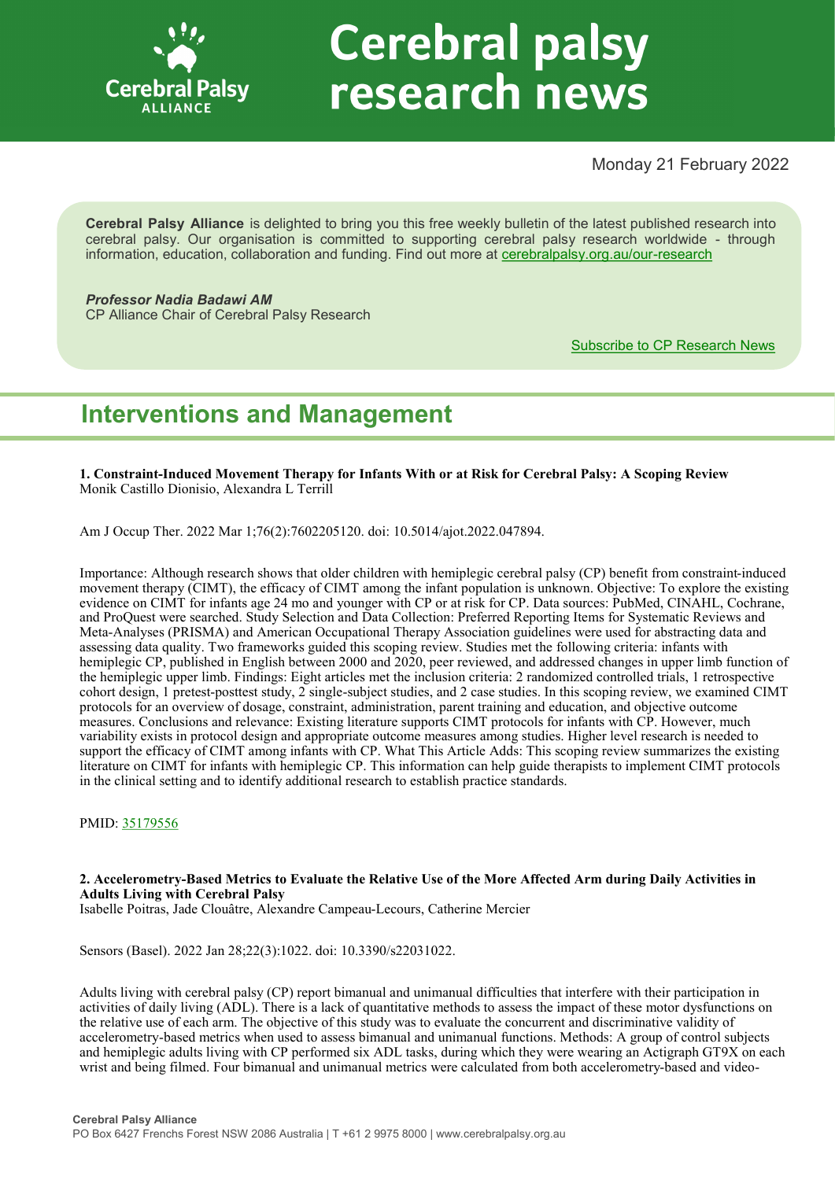# Cerebral palsy research news

Monday 21 February 2022

**Cerebral Palsy Alliance** is delighted to bring you this free weekly bulletin of the latest published research into cerebral palsy. Our organisation is committed to supporting cerebral palsy research worldwide - through information, education, collaboration and funding. Find out more at [cerebralpalsy.org.au/our-research](cerebralpalsy.org.au/our-research)

***Professor Nadia Badawi AM***
CP Alliance Chair of Cerebral Palsy Research

[Subscribe to CP Research News]()

## Interventions and Management

**1. Constraint-Induced Movement Therapy for Infants With or at Risk for Cerebral Palsy: A Scoping Review**
Monik Castillo Dionisio, Alexandra L Terrill

Am J Occup Ther. 2022 Mar 1;76(2):7602205120. doi: 10.5014/ajot.2022.047894.

Importance: Although research shows that older children with hemiplegic cerebral palsy (CP) benefit from constraint-induced movement therapy (CIMT), the efficacy of CIMT among the infant population is unknown. Objective: To explore the existing evidence on CIMT for infants age 24 mo and younger with CP or at risk for CP. Data sources: PubMed, CINAHL, Cochrane, and ProQuest were searched. Study Selection and Data Collection: Preferred Reporting Items for Systematic Reviews and Meta-Analyses (PRISMA) and American Occupational Therapy Association guidelines were used for abstracting data and assessing data quality. Two frameworks guided this scoping review. Studies met the following criteria: infants with hemiplegic CP, published in English between 2000 and 2020, peer reviewed, and addressed changes in upper limb function of the hemiplegic upper limb. Findings: Eight articles met the inclusion criteria: 2 randomized controlled trials, 1 retrospective cohort design, 1 pretest-posttest study, 2 single-subject studies, and 2 case studies. In this scoping review, we examined CIMT protocols for an overview of dosage, constraint, administration, parent training and education, and objective outcome measures. Conclusions and relevance: Existing literature supports CIMT protocols for infants with CP. However, much variability exists in protocol design and appropriate outcome measures among studies. Higher level research is needed to support the efficacy of CIMT among infants with CP. What This Article Adds: This scoping review summarizes the existing literature on CIMT for infants with hemiplegic CP. This information can help guide therapists to implement CIMT protocols in the clinical setting and to identify additional research to establish practice standards.

PMID: [35179556]()

**2. Accelerometry-Based Metrics to Evaluate the Relative Use of the More Affected Arm during Daily Activities in Adults Living with Cerebral Palsy**
Isabelle Poitras, Jade Clouâtre, Alexandre Campeau-Lecours, Catherine Mercier

Sensors (Basel). 2022 Jan 28;22(3):1022. doi: 10.3390/s22031022.

Adults living with cerebral palsy (CP) report bimanual and unimanual difficulties that interfere with their participation in activities of daily living (ADL). There is a lack of quantitative methods to assess the impact of these motor dysfunctions on the relative use of each arm. The objective of this study was to evaluate the concurrent and discriminative validity of accelerometry-based metrics when used to assess bimanual and unimanual functions. Methods: A group of control subjects and hemiplegic adults living with CP performed six ADL tasks, during which they were wearing an Actigraph GT9X on each wrist and being filmed. Four bimanual and unimanual metrics were calculated from both accelerometry-based and video-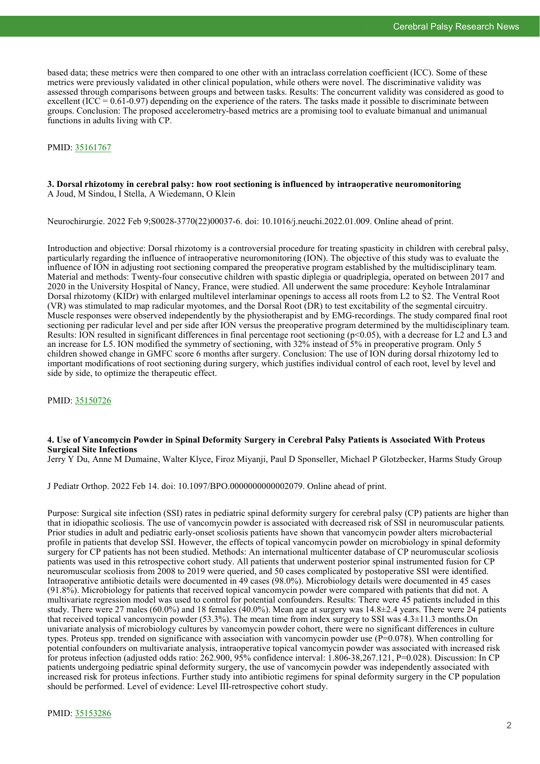based data; these metrics were then compared to one other with an intraclass correlation coefficient (ICC). Some of these metrics were previously validated in other clinical population, while others were novel. The discriminative validity was assessed through comparisons between groups and between tasks. Results: The concurrent validity was considered as good to excellent (ICC = 0.61-0.97) depending on the experience of the raters. The tasks made it possible to discriminate between groups. Conclusion: The proposed accelerometry-based metrics are a promising tool to evaluate bimanual and unimanual functions in adults living with CP.

PMID: [35161767](https://pubmed.ncbi.nlm.nih.gov/35161767)

### 3. Dorsal rhizotomy in cerebral palsy: how root sectioning is influenced by intraoperative neuromonitoring

A Joud, M Sindou, I Stella, A Wiedemann, O Klein

Neurochirurgie. 2022 Feb 9;S0028-3770(22)00037-6. doi: 10.1016/j.neuchi.2022.01.009. Online ahead of print.

Introduction and objective: Dorsal rhizotomy is a controversial procedure for treating spasticity in children with cerebral palsy, particularly regarding the influence of intraoperative neuromonitoring (ION). The objective of this study was to evaluate the influence of ION in adjusting root sectioning compared the preoperative program established by the multidisciplinary team. Material and methods: Twenty-four consecutive children with spastic diplegia or quadriplegia, operated on between 2017 and 2020 in the University Hospital of Nancy, France, were studied. All underwent the same procedure: Keyhole Intralaminar Dorsal rhizotomy (KIDr) with enlarged multilevel interlaminar openings to access all roots from L2 to S2. The Ventral Root (VR) was stimulated to map radicular myotomes, and the Dorsal Root (DR) to test excitability of the segmental circuitry. Muscle responses were observed independently by the physiotherapist and by EMG-recordings. The study compared final root sectioning per radicular level and per side after ION versus the preoperative program determined by the multidisciplinary team. Results: ION resulted in significant differences in final percentage root sectioning ($p<0.05$), with a decrease for L2 and L3 and an increase for L5. ION modified the symmetry of sectioning, with 32% instead of 5% in preoperative program. Only 5 children showed change in GMFC score 6 months after surgery. Conclusion: The use of ION during dorsal rhizotomy led to important modifications of root sectioning during surgery, which justifies individual control of each root, level by level and side by side, to optimize the therapeutic effect.

PMID: [35150726](https://pubmed.ncbi.nlm.nih.gov/35150726)

### 4. Use of Vancomycin Powder in Spinal Deformity Surgery in Cerebral Palsy Patients is Associated With Proteus Surgical Site Infections

Jerry Y Du, Anne M Dumaine, Walter Klyce, Firoz Miyanji, Paul D Sponseller, Michael P Glotzbecker, Harms Study Group

J Pediatr Orthop. 2022 Feb 14. doi: 10.1097/BPO.0000000000002079. Online ahead of print.

Purpose: Surgical site infection (SSI) rates in pediatric spinal deformity surgery for cerebral palsy (CP) patients are higher than that in idiopathic scoliosis. The use of vancomycin powder is associated with decreased risk of SSI in neuromuscular patients. Prior studies in adult and pediatric early-onset scoliosis patients have shown that vancomycin powder alters microbacterial profile in patients that develop SSI. However, the effects of topical vancomycin powder on microbiology in spinal deformity surgery for CP patients has not been studied. Methods: An international multicenter database of CP neuromuscular scoliosis patients was used in this retrospective cohort study. All patients that underwent posterior spinal instrumented fusion for CP neuromuscular scoliosis from 2008 to 2019 were queried, and 50 cases complicated by postoperative SSI were identified. Intraoperative antibiotic details were documented in 49 cases (98.0%). Microbiology details were documented in 45 cases (91.8%). Microbiology for patients that received topical vancomycin powder were compared with patients that did not. A multivariate regression model was used to control for potential confounders. Results: There were 45 patients included in this study. There were 27 males (60.0%) and 18 females (40.0%). Mean age at surgery was 14.8±2.4 years. There were 24 patients that received topical vancomycin powder (53.3%). The mean time from index surgery to SSI was 4.3±11.3 months.On univariate analysis of microbiology cultures by vancomycin powder cohort, there were no significant differences in culture types. Proteus spp. trended on significance with association with vancomycin powder use ($P=0.078$). When controlling for potential confounders on multivariate analysis, intraoperative topical vancomycin powder was associated with increased risk for proteus infection (adjusted odds ratio: 262.900, 95% confidence interval: 1.806-38,267.121, $P=0.028$). Discussion: In CP patients undergoing pediatric spinal deformity surgery, the use of vancomycin powder was independently associated with increased risk for proteus infections. Further study into antibiotic regimens for spinal deformity surgery in the CP population should be performed. Level of evidence: Level III-retrospective cohort study.

PMID: [35153286](https://pubmed.ncbi.nlm.nih.gov/35153286)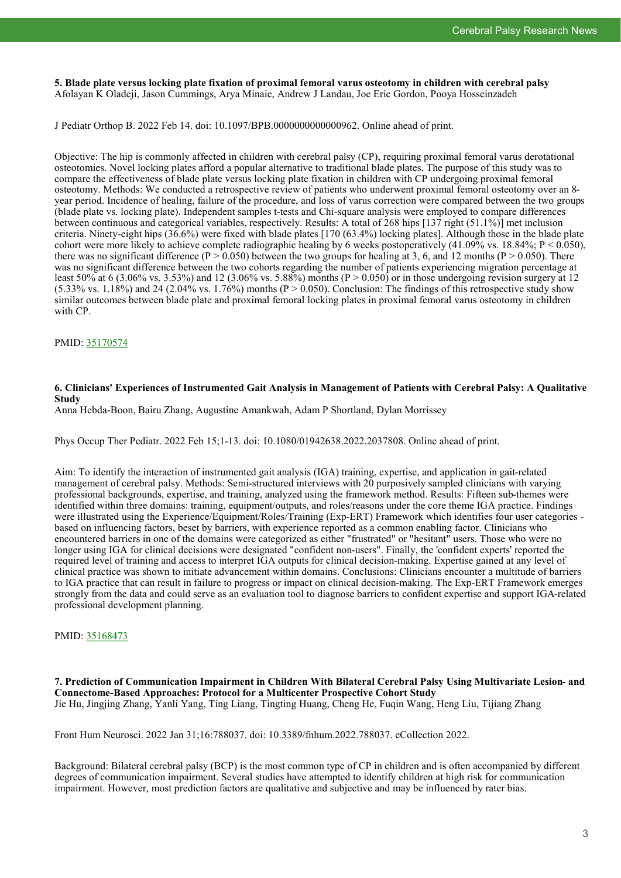**5. Blade plate versus locking plate fixation of proximal femoral varus osteotomy in children with cerebral palsy**
Afolayan K Oladeji, Jason Cummings, Arya Minaie, Andrew J Landau, Joe Eric Gordon, Pooya Hosseinzadeh

J Pediatr Orthop B. 2022 Feb 14. doi: 10.1097/BPB.0000000000000962. Online ahead of print.

Objective: The hip is commonly affected in children with cerebral palsy (CP), requiring proximal femoral varus derotational osteotomies. Novel locking plates afford a popular alternative to traditional blade plates. The purpose of this study was to compare the effectiveness of blade plate versus locking plate fixation in children with CP undergoing proximal femoral osteotomy. Methods: We conducted a retrospective review of patients who underwent proximal femoral osteotomy over an 8-year period. Incidence of healing, failure of the procedure, and loss of varus correction were compared between the two groups (blade plate vs. locking plate). Independent samples t-tests and Chi-square analysis were employed to compare differences between continuous and categorical variables, respectively. Results: A total of 268 hips [137 right (51.1%)] met inclusion criteria. Ninety-eight hips (36.6%) were fixed with blade plates [170 (63.4%) locking plates]. Although those in the blade plate cohort were more likely to achieve complete radiographic healing by 6 weeks postoperatively (41.09% vs. 18.84%; $P < 0.050$), there was no significant difference ($P > 0.050$) between the two groups for healing at 3, 6, and 12 months ($P > 0.050$). There was no significant difference between the two cohorts regarding the number of patients experiencing migration percentage at least 50% at 6 (3.06% vs. 3.53%) and 12 (3.06% vs. 5.88%) months ($P > 0.050$) or in those undergoing revision surgery at 12 (5.33% vs. 1.18%) and 24 (2.04% vs. 1.76%) months ($P > 0.050$). Conclusion: The findings of this retrospective study show similar outcomes between blade plate and proximal femoral locking plates in proximal femoral varus osteotomy in children with CP.

PMID: 35170574

**6. Clinicians' Experiences of Instrumented Gait Analysis in Management of Patients with Cerebral Palsy: A Qualitative Study**
Anna Hebda-Boon, Bairu Zhang, Augustine Amankwah, Adam P Shortland, Dylan Morrissey

Phys Occup Ther Pediatr. 2022 Feb 15;1-13. doi: 10.1080/01942638.2022.2037808. Online ahead of print.

Aim: To identify the interaction of instrumented gait analysis (IGA) training, expertise, and application in gait-related management of cerebral palsy. Methods: Semi-structured interviews with 20 purposively sampled clinicians with varying professional backgrounds, expertise, and training, analyzed using the framework method. Results: Fifteen sub-themes were identified within three domains: training, equipment/outputs, and roles/reasons under the core theme IGA practice. Findings were illustrated using the Experience/Equipment/Roles/Training (Exp-ERT) Framework which identifies four user categories - based on influencing factors, beset by barriers, with experience reported as a common enabling factor. Clinicians who encountered barriers in one of the domains were categorized as either "frustrated" or "hesitant" users. Those who were no longer using IGA for clinical decisions were designated "confident non-users". Finally, the 'confident experts' reported the required level of training and access to interpret IGA outputs for clinical decision-making. Expertise gained at any level of clinical practice was shown to initiate advancement within domains. Conclusions: Clinicians encounter a multitude of barriers to IGA practice that can result in failure to progress or impact on clinical decision-making. The Exp-ERT Framework emerges strongly from the data and could serve as an evaluation tool to diagnose barriers to confident expertise and support IGA-related professional development planning.

PMID: 35168473

**7. Prediction of Communication Impairment in Children With Bilateral Cerebral Palsy Using Multivariate Lesion- and Connectome-Based Approaches: Protocol for a Multicenter Prospective Cohort Study**
Jie Hu, Jingjing Zhang, Yanli Yang, Ting Liang, Tingting Huang, Cheng He, Fuqin Wang, Heng Liu, Tijiang Zhang

Front Hum Neurosci. 2022 Jan 31;16:788037. doi: 10.3389/fnhum.2022.788037. eCollection 2022.

Background: Bilateral cerebral palsy (BCP) is the most common type of CP in children and is often accompanied by different degrees of communication impairment. Several studies have attempted to identify children at high risk for communication impairment. However, most prediction factors are qualitative and subjective and may be influenced by rater bias.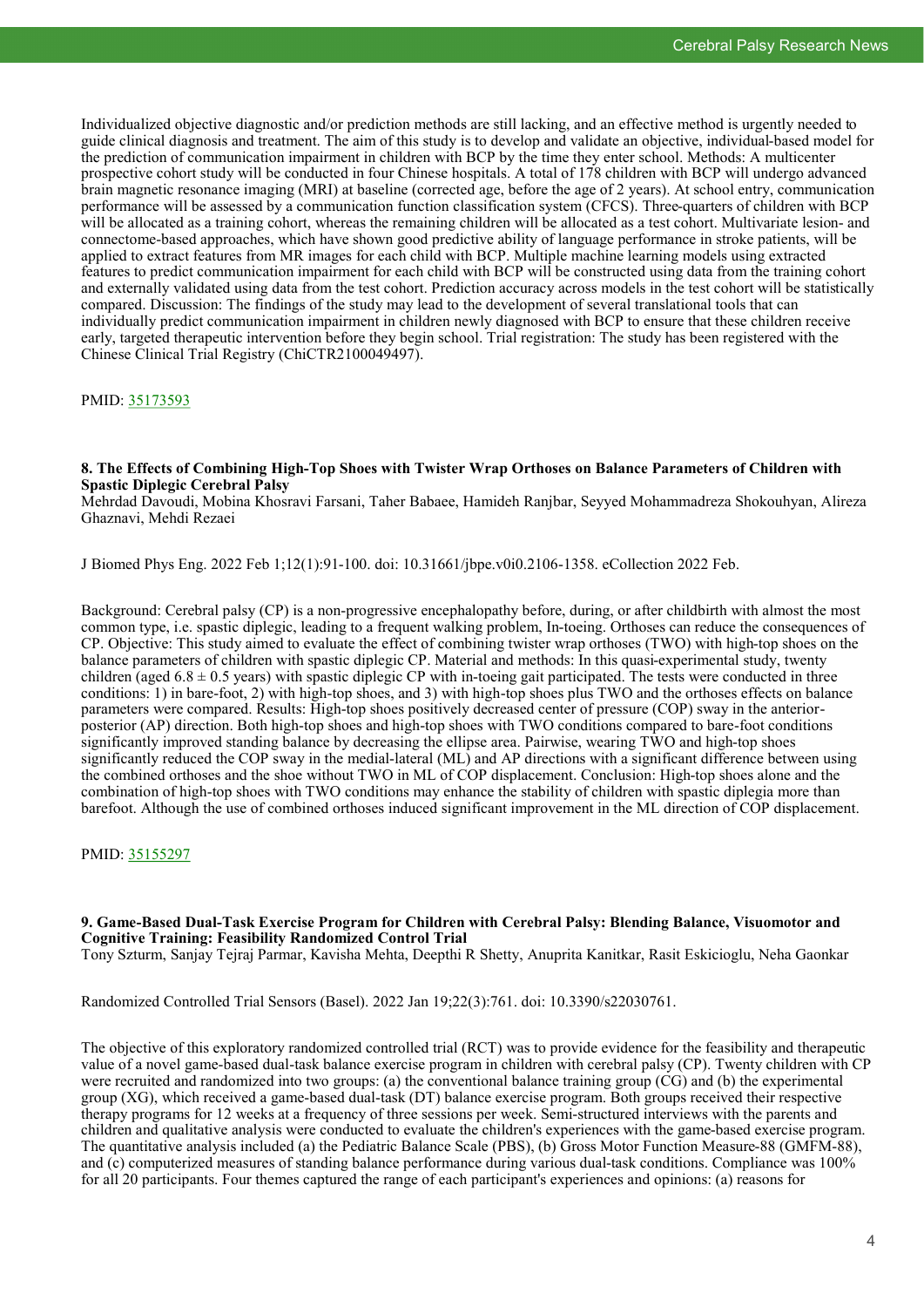Individualized objective diagnostic and/or prediction methods are still lacking, and an effective method is urgently needed to guide clinical diagnosis and treatment. The aim of this study is to develop and validate an objective, individual-based model for the prediction of communication impairment in children with BCP by the time they enter school. Methods: A multicenter prospective cohort study will be conducted in four Chinese hospitals. A total of 178 children with BCP will undergo advanced brain magnetic resonance imaging (MRI) at baseline (corrected age, before the age of 2 years). At school entry, communication performance will be assessed by a communication function classification system (CFCS). Three-quarters of children with BCP will be allocated as a training cohort, whereas the remaining children will be allocated as a test cohort. Multivariate lesion- and connectome-based approaches, which have shown good predictive ability of language performance in stroke patients, will be applied to extract features from MR images for each child with BCP. Multiple machine learning models using extracted features to predict communication impairment for each child with BCP will be constructed using data from the training cohort and externally validated using data from the test cohort. Prediction accuracy across models in the test cohort will be statistically compared. Discussion: The findings of the study may lead to the development of several translational tools that can individually predict communication impairment in children newly diagnosed with BCP to ensure that these children receive early, targeted therapeutic intervention before they begin school. Trial registration: The study has been registered with the Chinese Clinical Trial Registry (ChiCTR2100049497).

PMID: 35173593

### 8. The Effects of Combining High-Top Shoes with Twister Wrap Orthoses on Balance Parameters of Children with Spastic Diplegic Cerebral Palsy

Mehrdad Davoudi, Mobina Khosravi Farsani, Taher Babaee, Hamideh Ranjbar, Seyyed Mohammadreza Shokouhyan, Alireza Ghaznavi, Mehdi Rezaei

J Biomed Phys Eng. 2022 Feb 1;12(1):91-100. doi: 10.31661/jbpe.v0i0.2106-1358. eCollection 2022 Feb.

Background: Cerebral palsy (CP) is a non-progressive encephalopathy before, during, or after childbirth with almost the most common type, i.e. spastic diplegic, leading to a frequent walking problem, In-toeing. Orthoses can reduce the consequences of CP. Objective: This study aimed to evaluate the effect of combining twister wrap orthoses (TWO) with high-top shoes on the balance parameters of children with spastic diplegic CP. Material and methods: In this quasi-experimental study, twenty children (aged 6.8 ± 0.5 years) with spastic diplegic CP with in-toeing gait participated. The tests were conducted in three conditions: 1) in bare-foot, 2) with high-top shoes, and 3) with high-top shoes plus TWO and the orthoses effects on balance parameters were compared. Results: High-top shoes positively decreased center of pressure (COP) sway in the anterior-posterior (AP) direction. Both high-top shoes and high-top shoes with TWO conditions compared to bare-foot conditions significantly improved standing balance by decreasing the ellipse area. Pairwise, wearing TWO and high-top shoes significantly reduced the COP sway in the medial-lateral (ML) and AP directions with a significant difference between using the combined orthoses and the shoe without TWO in ML of COP displacement. Conclusion: High-top shoes alone and the combination of high-top shoes with TWO conditions may enhance the stability of children with spastic diplegia more than barefoot. Although the use of combined orthoses induced significant improvement in the ML direction of COP displacement.

PMID: 35155297

### 9. Game-Based Dual-Task Exercise Program for Children with Cerebral Palsy: Blending Balance, Visuomotor and Cognitive Training: Feasibility Randomized Control Trial

Tony Szturm, Sanjay Tejraj Parmar, Kavisha Mehta, Deepthi R Shetty, Anuprita Kanitkar, Rasit Eskicioglu, Neha Gaonkar

Randomized Controlled Trial Sensors (Basel). 2022 Jan 19;22(3):761. doi: 10.3390/s22030761.

The objective of this exploratory randomized controlled trial (RCT) was to provide evidence for the feasibility and therapeutic value of a novel game-based dual-task balance exercise program in children with cerebral palsy (CP). Twenty children with CP were recruited and randomized into two groups: (a) the conventional balance training group (CG) and (b) the experimental group (XG), which received a game-based dual-task (DT) balance exercise program. Both groups received their respective therapy programs for 12 weeks at a frequency of three sessions per week. Semi-structured interviews with the parents and children and qualitative analysis were conducted to evaluate the children's experiences with the game-based exercise program. The quantitative analysis included (a) the Pediatric Balance Scale (PBS), (b) Gross Motor Function Measure-88 (GMFM-88), and (c) computerized measures of standing balance performance during various dual-task conditions. Compliance was 100% for all 20 participants. Four themes captured the range of each participant's experiences and opinions: (a) reasons for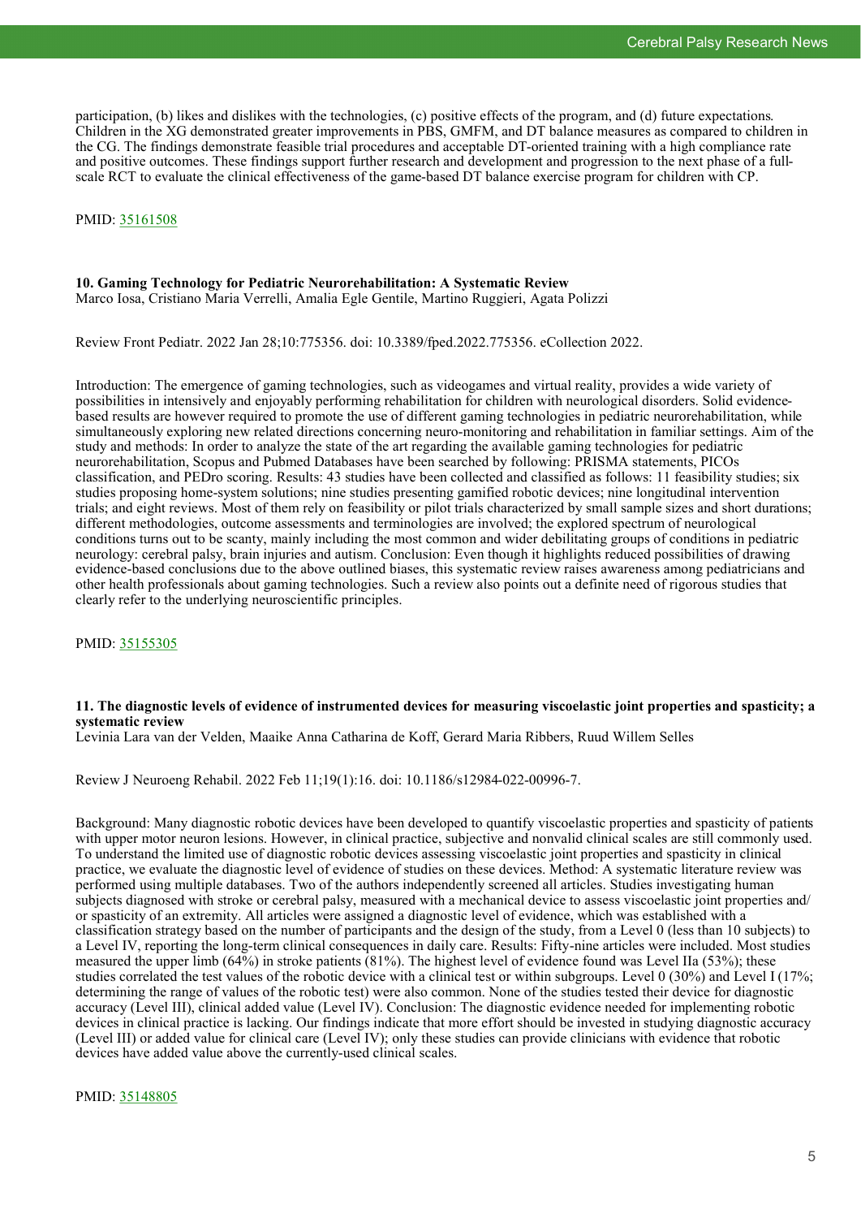participation, (b) likes and dislikes with the technologies, (c) positive effects of the program, and (d) future expectations. Children in the XG demonstrated greater improvements in PBS, GMFM, and DT balance measures as compared to children in the CG. The findings demonstrate feasible trial procedures and acceptable DT-oriented training with a high compliance rate and positive outcomes. These findings support further research and development and progression to the next phase of a full-scale RCT to evaluate the clinical effectiveness of the game-based DT balance exercise program for children with CP.

PMID: 35161508

### 10. Gaming Technology for Pediatric Neurorehabilitation: A Systematic Review

Marco Iosa, Cristiano Maria Verrelli, Amalia Egle Gentile, Martino Ruggieri, Agata Polizzi

Review Front Pediatr. 2022 Jan 28;10:775356. doi: 10.3389/fped.2022.775356. eCollection 2022.

Introduction: The emergence of gaming technologies, such as videogames and virtual reality, provides a wide variety of possibilities in intensively and enjoyably performing rehabilitation for children with neurological disorders. Solid evidence-based results are however required to promote the use of different gaming technologies in pediatric neurorehabilitation, while simultaneously exploring new related directions concerning neuro-monitoring and rehabilitation in familiar settings. Aim of the study and methods: In order to analyze the state of the art regarding the available gaming technologies for pediatric neurorehabilitation, Scopus and Pubmed Databases have been searched by following: PRISMA statements, PICOs classification, and PEDro scoring. Results: 43 studies have been collected and classified as follows: 11 feasibility studies; six studies proposing home-system solutions; nine studies presenting gamified robotic devices; nine longitudinal intervention trials; and eight reviews. Most of them rely on feasibility or pilot trials characterized by small sample sizes and short durations; different methodologies, outcome assessments and terminologies are involved; the explored spectrum of neurological conditions turns out to be scanty, mainly including the most common and wider debilitating groups of conditions in pediatric neurology: cerebral palsy, brain injuries and autism. Conclusion: Even though it highlights reduced possibilities of drawing evidence-based conclusions due to the above outlined biases, this systematic review raises awareness among pediatricians and other health professionals about gaming technologies. Such a review also points out a definite need of rigorous studies that clearly refer to the underlying neuroscientific principles.

PMID: 35155305

### 11. The diagnostic levels of evidence of instrumented devices for measuring viscoelastic joint properties and spasticity; a systematic review

Levinia Lara van der Velden, Maaike Anna Catharina de Koff, Gerard Maria Ribbers, Ruud Willem Selles

Review J Neuroeng Rehabil. 2022 Feb 11;19(1):16. doi: 10.1186/s12984-022-00996-7.

Background: Many diagnostic robotic devices have been developed to quantify viscoelastic properties and spasticity of patients with upper motor neuron lesions. However, in clinical practice, subjective and nonvalid clinical scales are still commonly used. To understand the limited use of diagnostic robotic devices assessing viscoelastic joint properties and spasticity in clinical practice, we evaluate the diagnostic level of evidence of studies on these devices. Method: A systematic literature review was performed using multiple databases. Two of the authors independently screened all articles. Studies investigating human subjects diagnosed with stroke or cerebral palsy, measured with a mechanical device to assess viscoelastic joint properties and/ or spasticity of an extremity. All articles were assigned a diagnostic level of evidence, which was established with a classification strategy based on the number of participants and the design of the study, from a Level 0 (less than 10 subjects) to a Level IV, reporting the long-term clinical consequences in daily care. Results: Fifty-nine articles were included. Most studies measured the upper limb (64%) in stroke patients (81%). The highest level of evidence found was Level IIa (53%); these studies correlated the test values of the robotic device with a clinical test or within subgroups. Level 0 (30%) and Level I (17%; determining the range of values of the robotic test) were also common. None of the studies tested their device for diagnostic accuracy (Level III), clinical added value (Level IV). Conclusion: The diagnostic evidence needed for implementing robotic devices in clinical practice is lacking. Our findings indicate that more effort should be invested in studying diagnostic accuracy (Level III) or added value for clinical care (Level IV); only these studies can provide clinicians with evidence that robotic devices have added value above the currently-used clinical scales.

PMID: 35148805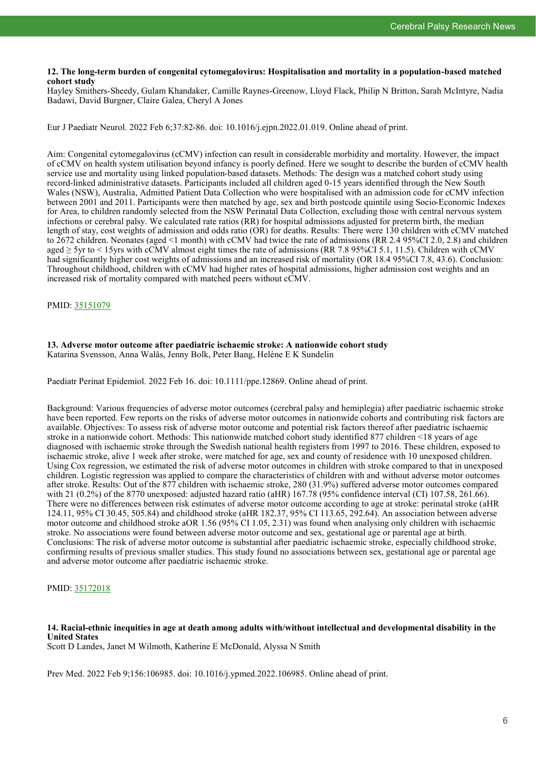### 12. The long-term burden of congenital cytomegalovirus: Hospitalisation and mortality in a population-based matched cohort study

Hayley Smithers-Sheedy, Gulam Khandaker, Camille Raynes-Greenow, Lloyd Flack, Philip N Britton, Sarah McIntyre, Nadia Badawi, David Burgner, Claire Galea, Cheryl A Jones

Eur J Paediatr Neurol. 2022 Feb 6;37:82-86. doi: 10.1016/j.ejpn.2022.01.019. Online ahead of print.

Aim: Congenital cytomegalovirus (cCMV) infection can result in considerable morbidity and mortality. However, the impact of cCMV on health system utilisation beyond infancy is poorly defined. Here we sought to describe the burden of cCMV health service use and mortality using linked population-based datasets. Methods: The design was a matched cohort study using record-linked administrative datasets. Participants included all children aged 0-15 years identified through the New South Wales (NSW), Australia, Admitted Patient Data Collection who were hospitalised with an admission code for cCMV infection between 2001 and 2011. Participants were then matched by age, sex and birth postcode quintile using Socio-Economic Indexes for Area, to children randomly selected from the NSW Perinatal Data Collection, excluding those with central nervous system infections or cerebral palsy. We calculated rate ratios (RR) for hospital admissions adjusted for preterm birth, the median length of stay, cost weights of admission and odds ratio (OR) for deaths. Results: There were 130 children with cCMV matched to 2672 children. Neonates (aged <1 month) with cCMV had twice the rate of admissions (RR 2.4 95%CI 2.0, 2.8) and children aged ≥ 5yr to < 15yrs with cCMV almost eight times the rate of admissions (RR 7.8 95%CI 5.1, 11.5). Children with cCMV had significantly higher cost weights of admissions and an increased risk of mortality (OR 18.4 95%CI 7.8, 43.6). Conclusion: Throughout childhood, children with cCMV had higher rates of hospital admissions, higher admission cost weights and an increased risk of mortality compared with matched peers without cCMV.

PMID: 35151079

### 13. Adverse motor outcome after paediatric ischaemic stroke: A nationwide cohort study

Katarina Svensson, Anna Walås, Jenny Bolk, Peter Bang, Heléne E K Sundelin

Paediatr Perinat Epidemiol. 2022 Feb 16. doi: 10.1111/ppe.12869. Online ahead of print.

Background: Various frequencies of adverse motor outcomes (cerebral palsy and hemiplegia) after paediatric ischaemic stroke have been reported. Few reports on the risks of adverse motor outcomes in nationwide cohorts and contributing risk factors are available. Objectives: To assess risk of adverse motor outcome and potential risk factors thereof after paediatric ischaemic stroke in a nationwide cohort. Methods: This nationwide matched cohort study identified 877 children <18 years of age diagnosed with ischaemic stroke through the Swedish national health registers from 1997 to 2016. These children, exposed to ischaemic stroke, alive 1 week after stroke, were matched for age, sex and county of residence with 10 unexposed children. Using Cox regression, we estimated the risk of adverse motor outcomes in children with stroke compared to that in unexposed children. Logistic regression was applied to compare the characteristics of children with and without adverse motor outcomes after stroke. Results: Out of the 877 children with ischaemic stroke, 280 (31.9%) suffered adverse motor outcomes compared with 21 (0.2%) of the 8770 unexposed: adjusted hazard ratio (aHR) 167.78 (95% confidence interval (CI) 107.58, 261.66). There were no differences between risk estimates of adverse motor outcome according to age at stroke: perinatal stroke (aHR 124.11, 95% CI 30.45, 505.84) and childhood stroke (aHR 182.37, 95% CI 113.65, 292.64). An association between adverse motor outcome and childhood stroke aOR 1.56 (95% CI 1.05, 2.31) was found when analysing only children with ischaemic stroke. No associations were found between adverse motor outcome and sex, gestational age or parental age at birth. Conclusions: The risk of adverse motor outcome is substantial after paediatric ischaemic stroke, especially childhood stroke, confirming results of previous smaller studies. This study found no associations between sex, gestational age or parental age and adverse motor outcome after paediatric ischaemic stroke.

PMID: 35172018

### 14. Racial-ethnic inequities in age at death among adults with/without intellectual and developmental disability in the United States

Scott D Landes, Janet M Wilmoth, Katherine E McDonald, Alyssa N Smith

Prev Med. 2022 Feb 9;156:106985. doi: 10.1016/j.ypmed.2022.106985. Online ahead of print.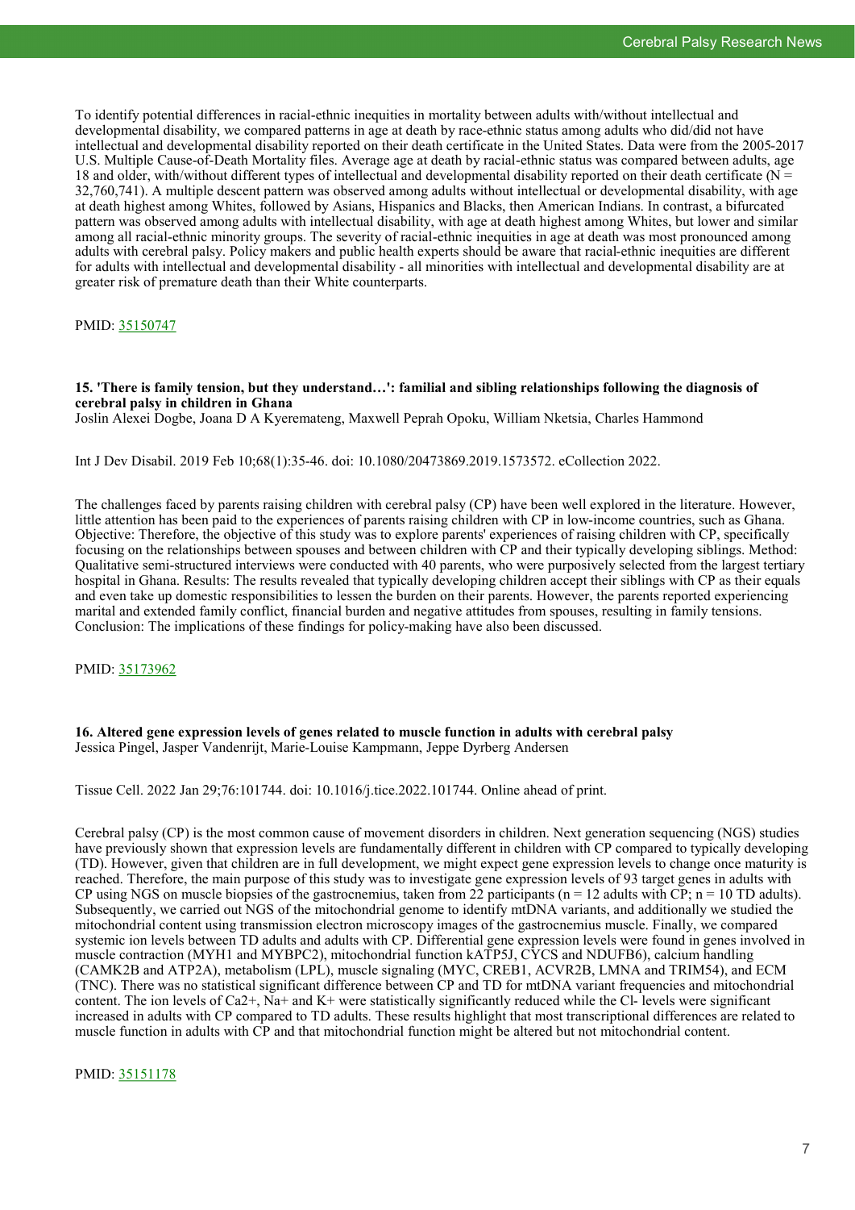To identify potential differences in racial-ethnic inequities in mortality between adults with/without intellectual and developmental disability, we compared patterns in age at death by race-ethnic status among adults who did/did not have intellectual and developmental disability reported on their death certificate in the United States. Data were from the 2005-2017 U.S. Multiple Cause-of-Death Mortality files. Average age at death by racial-ethnic status was compared between adults, age 18 and older, with/without different types of intellectual and developmental disability reported on their death certificate (N = 32,760,741). A multiple descent pattern was observed among adults without intellectual or developmental disability, with age at death highest among Whites, followed by Asians, Hispanics and Blacks, then American Indians. In contrast, a bifurcated pattern was observed among adults with intellectual disability, with age at death highest among Whites, but lower and similar among all racial-ethnic minority groups. The severity of racial-ethnic inequities in age at death was most pronounced among adults with cerebral palsy. Policy makers and public health experts should be aware that racial-ethnic inequities are different for adults with intellectual and developmental disability - all minorities with intellectual and developmental disability are at greater risk of premature death than their White counterparts.

PMID: 35150747

**15. 'There is family tension, but they understand…': familial and sibling relationships following the diagnosis of cerebral palsy in children in Ghana**
Joslin Alexei Dogbe, Joana D A Kyeremateng, Maxwell Peprah Opoku, William Nketsia, Charles Hammond

Int J Dev Disabil. 2019 Feb 10;68(1):35-46. doi: 10.1080/20473869.2019.1573572. eCollection 2022.

The challenges faced by parents raising children with cerebral palsy (CP) have been well explored in the literature. However, little attention has been paid to the experiences of parents raising children with CP in low-income countries, such as Ghana. Objective: Therefore, the objective of this study was to explore parents' experiences of raising children with CP, specifically focusing on the relationships between spouses and between children with CP and their typically developing siblings. Method: Qualitative semi-structured interviews were conducted with 40 parents, who were purposively selected from the largest tertiary hospital in Ghana. Results: The results revealed that typically developing children accept their siblings with CP as their equals and even take up domestic responsibilities to lessen the burden on their parents. However, the parents reported experiencing marital and extended family conflict, financial burden and negative attitudes from spouses, resulting in family tensions. Conclusion: The implications of these findings for policy-making have also been discussed.

PMID: 35173962

**16. Altered gene expression levels of genes related to muscle function in adults with cerebral palsy**
Jessica Pingel, Jasper Vandenrijt, Marie-Louise Kampmann, Jeppe Dyrberg Andersen

Tissue Cell. 2022 Jan 29;76:101744. doi: 10.1016/j.tice.2022.101744. Online ahead of print.

Cerebral palsy (CP) is the most common cause of movement disorders in children. Next generation sequencing (NGS) studies have previously shown that expression levels are fundamentally different in children with CP compared to typically developing (TD). However, given that children are in full development, we might expect gene expression levels to change once maturity is reached. Therefore, the main purpose of this study was to investigate gene expression levels of 93 target genes in adults with CP using NGS on muscle biopsies of the gastrocnemius, taken from 22 participants (n = 12 adults with CP; n = 10 TD adults). Subsequently, we carried out NGS of the mitochondrial genome to identify mtDNA variants, and additionally we studied the mitochondrial content using transmission electron microscopy images of the gastrocnemius muscle. Finally, we compared systemic ion levels between TD adults and adults with CP. Differential gene expression levels were found in genes involved in muscle contraction (MYH1 and MYBPC2), mitochondrial function kATP5J, CYCS and NDUFB6), calcium handling (CAMK2B and ATP2A), metabolism (LPL), muscle signaling (MYC, CREB1, ACVR2B, LMNA and TRIM54), and ECM (TNC). There was no statistical significant difference between CP and TD for mtDNA variant frequencies and mitochondrial content. The ion levels of $Ca^{2+}$, $Na^{+}$ and $K^{+}$ were statistically significantly reduced while the $Cl^{-}$ levels were significant increased in adults with CP compared to TD adults. These results highlight that most transcriptional differences are related to muscle function in adults with CP and that mitochondrial function might be altered but not mitochondrial content.

PMID: 35151178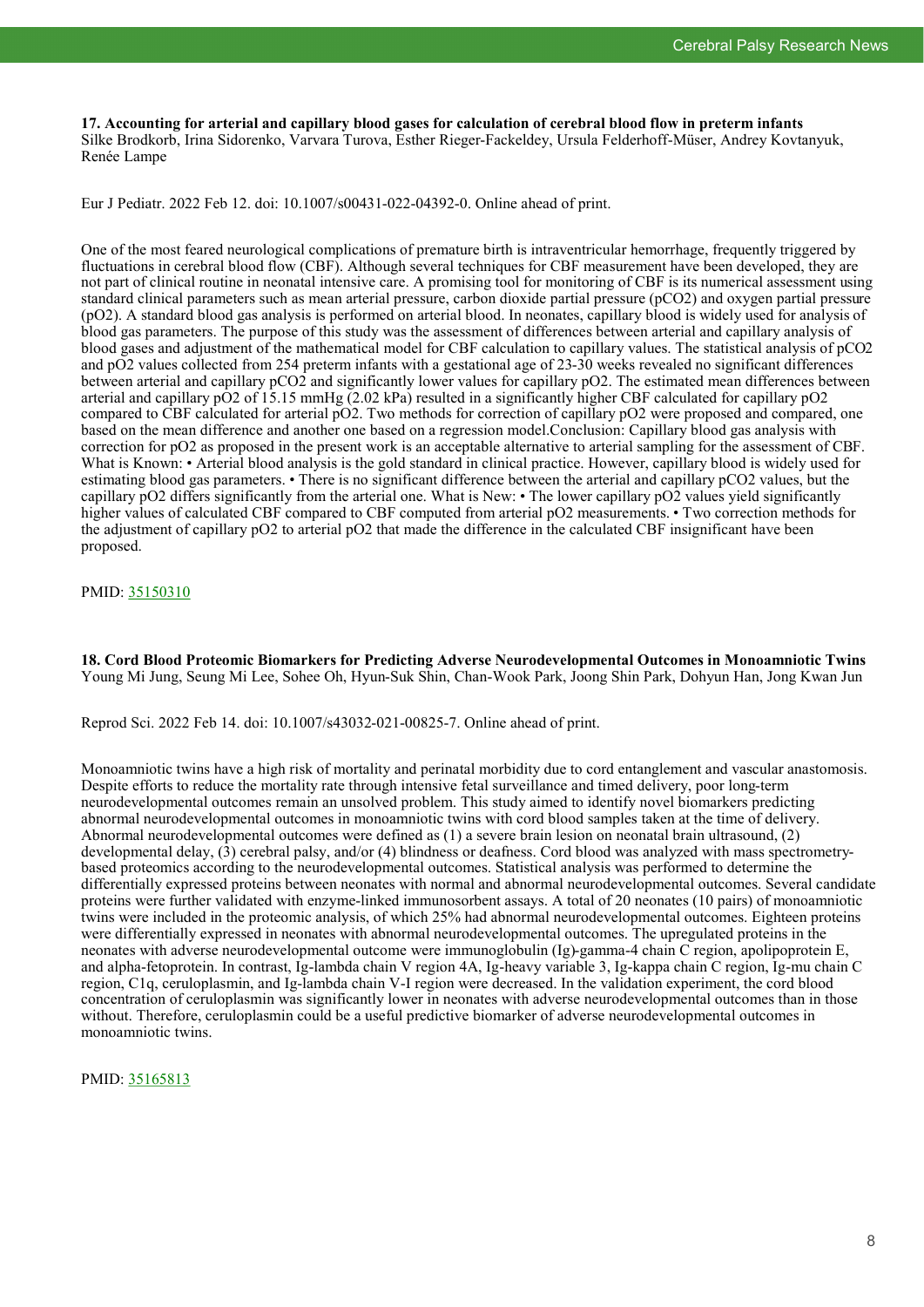**17. Accounting for arterial and capillary blood gases for calculation of cerebral blood flow in preterm infants**
Silke Brodkorb, Irina Sidorenko, Varvara Turova, Esther Rieger-Fackeldey, Ursula Felderhoff-Müser, Andrey Kovtanyuk, Renée Lampe

Eur J Pediatr. 2022 Feb 12. doi: 10.1007/s00431-022-04392-0. Online ahead of print.

One of the most feared neurological complications of premature birth is intraventricular hemorrhage, frequently triggered by fluctuations in cerebral blood flow (CBF). Although several techniques for CBF measurement have been developed, they are not part of clinical routine in neonatal intensive care. A promising tool for monitoring of CBF is its numerical assessment using standard clinical parameters such as mean arterial pressure, carbon dioxide partial pressure ($pCO_2$) and oxygen partial pressure ($pO_2$). A standard blood gas analysis is performed on arterial blood. In neonates, capillary blood is widely used for analysis of blood gas parameters. The purpose of this study was the assessment of differences between arterial and capillary analysis of blood gases and adjustment of the mathematical model for CBF calculation to capillary values. The statistical analysis of $pCO_2$ and $pO_2$ values collected from 254 preterm infants with a gestational age of 23-30 weeks revealed no significant differences between arterial and capillary $pCO_2$ and significantly lower values for capillary $pO_2$. The estimated mean differences between arterial and capillary $pO_2$ of 15.15 mmHg (2.02 kPa) resulted in a significantly higher CBF calculated for capillary $pO_2$ compared to CBF calculated for arterial $pO_2$. Two methods for correction of capillary $pO_2$ were proposed and compared, one based on the mean difference and another one based on a regression model.Conclusion: Capillary blood gas analysis with correction for $pO_2$ as proposed in the present work is an acceptable alternative to arterial sampling for the assessment of CBF. What is Known: • Arterial blood analysis is the gold standard in clinical practice. However, capillary blood is widely used for estimating blood gas parameters. • There is no significant difference between the arterial and capillary $pCO_2$ values, but the capillary $pO_2$ differs significantly from the arterial one. What is New: • The lower capillary $pO_2$ values yield significantly higher values of calculated CBF compared to CBF computed from arterial $pO_2$ measurements. • Two correction methods for the adjustment of capillary $pO_2$ to arterial $pO_2$ that made the difference in the calculated CBF insignificant have been proposed.

PMID: 35150310

**18. Cord Blood Proteomic Biomarkers for Predicting Adverse Neurodevelopmental Outcomes in Monoamniotic Twins**
Young Mi Jung, Seung Mi Lee, Sohee Oh, Hyun-Suk Shin, Chan-Wook Park, Joong Shin Park, Dohyun Han, Jong Kwan Jun

Reprod Sci. 2022 Feb 14. doi: 10.1007/s43032-021-00825-7. Online ahead of print.

Monoamniotic twins have a high risk of mortality and perinatal morbidity due to cord entanglement and vascular anastomosis. Despite efforts to reduce the mortality rate through intensive fetal surveillance and timed delivery, poor long-term neurodevelopmental outcomes remain an unsolved problem. This study aimed to identify novel biomarkers predicting abnormal neurodevelopmental outcomes in monoamniotic twins with cord blood samples taken at the time of delivery. Abnormal neurodevelopmental outcomes were defined as (1) a severe brain lesion on neonatal brain ultrasound, (2) developmental delay, (3) cerebral palsy, and/or (4) blindness or deafness. Cord blood was analyzed with mass spectrometry-based proteomics according to the neurodevelopmental outcomes. Statistical analysis was performed to determine the differentially expressed proteins between neonates with normal and abnormal neurodevelopmental outcomes. Several candidate proteins were further validated with enzyme-linked immunosorbent assays. A total of 20 neonates (10 pairs) of monoamniotic twins were included in the proteomic analysis, of which 25% had abnormal neurodevelopmental outcomes. Eighteen proteins were differentially expressed in neonates with abnormal neurodevelopmental outcomes. The upregulated proteins in the neonates with adverse neurodevelopmental outcome were immunoglobulin (Ig)-gamma-4 chain C region, apolipoprotein E, and alpha-fetoprotein. In contrast, Ig-lambda chain V region 4A, Ig-heavy variable 3, Ig-kappa chain C region, Ig-mu chain C region, C1q, ceruloplasmin, and Ig-lambda chain V-I region were decreased. In the validation experiment, the cord blood concentration of ceruloplasmin was significantly lower in neonates with adverse neurodevelopmental outcomes than in those without. Therefore, ceruloplasmin could be a useful predictive biomarker of adverse neurodevelopmental outcomes in monoamniotic twins.

PMID: 35165813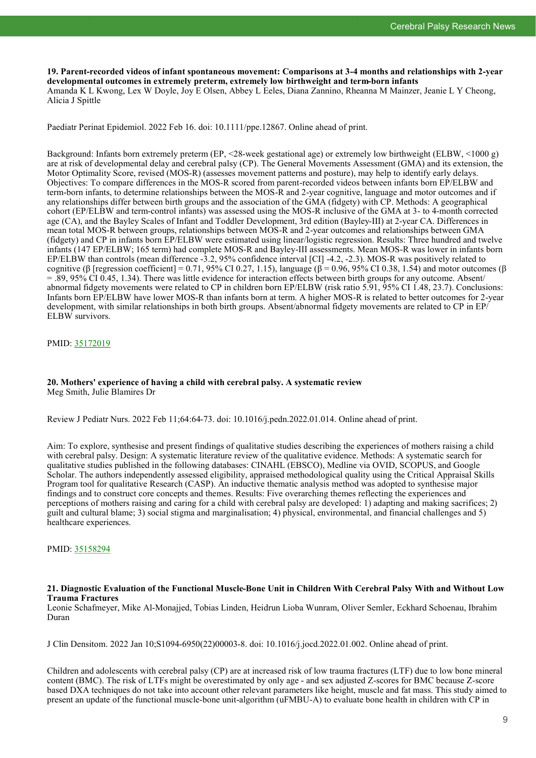### 19. Parent-recorded videos of infant spontaneous movement: Comparisons at 3-4 months and relationships with 2-year developmental outcomes in extremely preterm, extremely low birthweight and term-born infants

Amanda K L Kwong, Lex W Doyle, Joy E Olsen, Abbey L Eeles, Diana Zannino, Rheanna M Mainzer, Jeanie L Y Cheong, Alicia J Spittle

Paediatr Perinat Epidemiol. 2022 Feb 16. doi: 10.1111/ppe.12867. Online ahead of print.

Background: Infants born extremely preterm (EP, <28-week gestational age) or extremely low birthweight (ELBW, <1000 g) are at risk of developmental delay and cerebral palsy (CP). The General Movements Assessment (GMA) and its extension, the Motor Optimality Score, revised (MOS-R) (assesses movement patterns and posture), may help to identify early delays. Objectives: To compare differences in the MOS-R scored from parent-recorded videos between infants born EP/ELBW and term-born infants, to determine relationships between the MOS-R and 2-year cognitive, language and motor outcomes and if any relationships differ between birth groups and the association of the GMA (fidgety) with CP. Methods: A geographical cohort (EP/ELBW and term-control infants) was assessed using the MOS-R inclusive of the GMA at 3- to 4-month corrected age (CA), and the Bayley Scales of Infant and Toddler Development, 3rd edition (Bayley-III) at 2-year CA. Differences in mean total MOS-R between groups, relationships between MOS-R and 2-year outcomes and relationships between GMA (fidgety) and CP in infants born EP/ELBW were estimated using linear/logistic regression. Results: Three hundred and twelve infants (147 EP/ELBW; 165 term) had complete MOS-R and Bayley-III assessments. Mean MOS-R was lower in infants born EP/ELBW than controls (mean difference -3.2, 95% confidence interval [CI] -4.2, -2.3). MOS-R was positively related to cognitive (β [regression coefficient] = 0.71, 95% CI 0.27, 1.15), language (β = 0.96, 95% CI 0.38, 1.54) and motor outcomes (β = .89, 95% CI 0.45, 1.34). There was little evidence for interaction effects between birth groups for any outcome. Absent/abnormal fidgety movements were related to CP in children born EP/ELBW (risk ratio 5.91, 95% CI 1.48, 23.7). Conclusions: Infants born EP/ELBW have lower MOS-R than infants born at term. A higher MOS-R is related to better outcomes for 2-year development, with similar relationships in both birth groups. Absent/abnormal fidgety movements are related to CP in EP/ELBW survivors.

PMID: 35172019

### 20. Mothers' experience of having a child with cerebral palsy. A systematic review

Meg Smith, Julie Blamires Dr

Review J Pediatr Nurs. 2022 Feb 11;64:64-73. doi: 10.1016/j.pedn.2022.01.014. Online ahead of print.

Aim: To explore, synthesise and present findings of qualitative studies describing the experiences of mothers raising a child with cerebral palsy. Design: A systematic literature review of the qualitative evidence. Methods: A systematic search for qualitative studies published in the following databases: CINAHL (EBSCO), Medline via OVID, SCOPUS, and Google Scholar. The authors independently assessed eligibility, appraised methodological quality using the Critical Appraisal Skills Program tool for qualitative Research (CASP). An inductive thematic analysis method was adopted to synthesise major findings and to construct core concepts and themes. Results: Five overarching themes reflecting the experiences and perceptions of mothers raising and caring for a child with cerebral palsy are developed: 1) adapting and making sacrifices; 2) guilt and cultural blame; 3) social stigma and marginalisation; 4) physical, environmental, and financial challenges and 5) healthcare experiences.

PMID: 35158294

### 21. Diagnostic Evaluation of the Functional Muscle-Bone Unit in Children With Cerebral Palsy With and Without Low Trauma Fractures

Leonie Schafmeyer, Mike Al-Monajjed, Tobias Linden, Heidrun Lioba Wunram, Oliver Semler, Eckhard Schoenau, Ibrahim Duran

J Clin Densitom. 2022 Jan 10;S1094-6950(22)00003-8. doi: 10.1016/j.jocd.2022.01.002. Online ahead of print.

Children and adolescents with cerebral palsy (CP) are at increased risk of low trauma fractures (LTF) due to low bone mineral content (BMC). The risk of LTFs might be overestimated by only age - and sex adjusted Z-scores for BMC because Z-score based DXA techniques do not take into account other relevant parameters like height, muscle and fat mass. This study aimed to present an update of the functional muscle-bone unit-algorithm (uFMBU-A) to evaluate bone health in children with CP in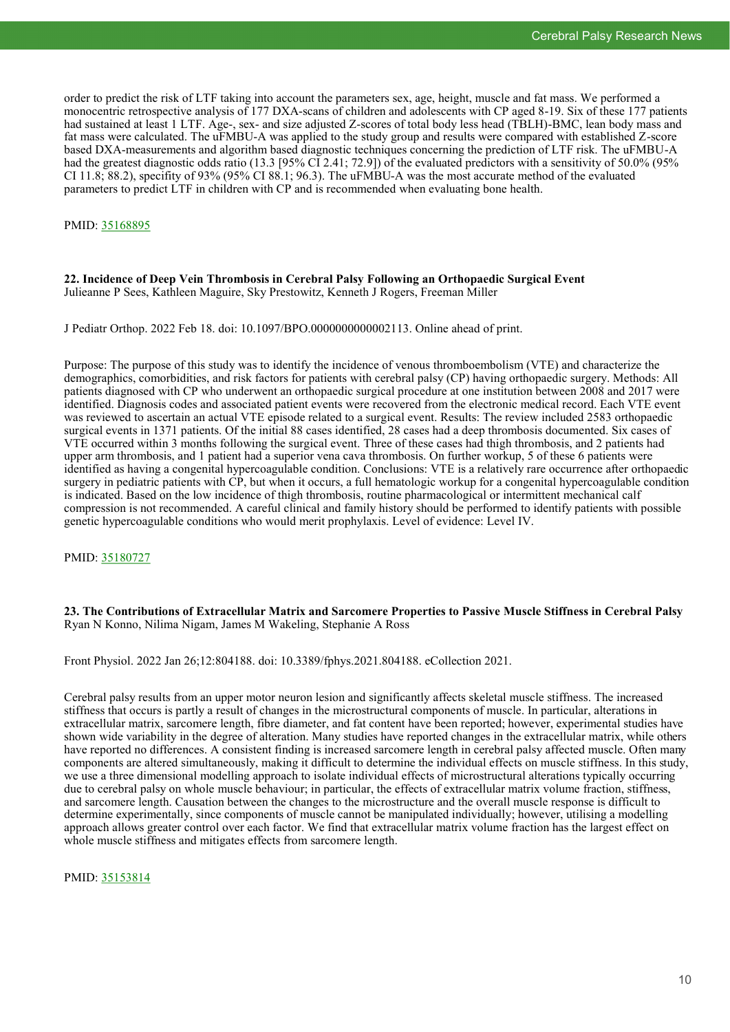order to predict the risk of LTF taking into account the parameters sex, age, height, muscle and fat mass. We performed a monocentric retrospective analysis of 177 DXA-scans of children and adolescents with CP aged 8-19. Six of these 177 patients had sustained at least 1 LTF. Age-, sex- and size adjusted Z-scores of total body less head (TBLH)-BMC, lean body mass and fat mass were calculated. The uFMBU-A was applied to the study group and results were compared with established Z-score based DXA-measurements and algorithm based diagnostic techniques concerning the prediction of LTF risk. The uFMBU-A had the greatest diagnostic odds ratio (13.3 [95% CI 2.41; 72.9]) of the evaluated predictors with a sensitivity of 50.0% (95% CI 11.8; 88.2), specifity of 93% (95% CI 88.1; 96.3). The uFMBU-A was the most accurate method of the evaluated parameters to predict LTF in children with CP and is recommended when evaluating bone health.

PMID: [35168895](https://pubmed.ncbi.nlm.nih.gov/35168895)

**22. Incidence of Deep Vein Thrombosis in Cerebral Palsy Following an Orthopaedic Surgical Event**
Julieanne P Sees, Kathleen Maguire, Sky Prestowitz, Kenneth J Rogers, Freeman Miller

J Pediatr Orthop. 2022 Feb 18. doi: 10.1097/BPO.0000000000002113. Online ahead of print.

Purpose: The purpose of this study was to identify the incidence of venous thromboembolism (VTE) and characterize the demographics, comorbidities, and risk factors for patients with cerebral palsy (CP) having orthopaedic surgery. Methods: All patients diagnosed with CP who underwent an orthopaedic surgical procedure at one institution between 2008 and 2017 were identified. Diagnosis codes and associated patient events were recovered from the electronic medical record. Each VTE event was reviewed to ascertain an actual VTE episode related to a surgical event. Results: The review included 2583 orthopaedic surgical events in 1371 patients. Of the initial 88 cases identified, 28 cases had a deep thrombosis documented. Six cases of VTE occurred within 3 months following the surgical event. Three of these cases had thigh thrombosis, and 2 patients had upper arm thrombosis, and 1 patient had a superior vena cava thrombosis. On further workup, 5 of these 6 patients were identified as having a congenital hypercoagulable condition. Conclusions: VTE is a relatively rare occurrence after orthopaedic surgery in pediatric patients with CP, but when it occurs, a full hematologic workup for a congenital hypercoagulable condition is indicated. Based on the low incidence of thigh thrombosis, routine pharmacological or intermittent mechanical calf compression is not recommended. A careful clinical and family history should be performed to identify patients with possible genetic hypercoagulable conditions who would merit prophylaxis. Level of evidence: Level IV.

PMID: [35180727](https://pubmed.ncbi.nlm.nih.gov/35180727)

**23. The Contributions of Extracellular Matrix and Sarcomere Properties to Passive Muscle Stiffness in Cerebral Palsy**
Ryan N Konno, Nilima Nigam, James M Wakeling, Stephanie A Ross

Front Physiol. 2022 Jan 26;12:804188. doi: 10.3389/fphys.2021.804188. eCollection 2021.

Cerebral palsy results from an upper motor neuron lesion and significantly affects skeletal muscle stiffness. The increased stiffness that occurs is partly a result of changes in the microstructural components of muscle. In particular, alterations in extracellular matrix, sarcomere length, fibre diameter, and fat content have been reported; however, experimental studies have shown wide variability in the degree of alteration. Many studies have reported changes in the extracellular matrix, while others have reported no differences. A consistent finding is increased sarcomere length in cerebral palsy affected muscle. Often many components are altered simultaneously, making it difficult to determine the individual effects on muscle stiffness. In this study, we use a three dimensional modelling approach to isolate individual effects of microstructural alterations typically occurring due to cerebral palsy on whole muscle behaviour; in particular, the effects of extracellular matrix volume fraction, stiffness, and sarcomere length. Causation between the changes to the microstructure and the overall muscle response is difficult to determine experimentally, since components of muscle cannot be manipulated individually; however, utilising a modelling approach allows greater control over each factor. We find that extracellular matrix volume fraction has the largest effect on whole muscle stiffness and mitigates effects from sarcomere length.

PMID: [35153814](https://pubmed.ncbi.nlm.nih.gov/35153814)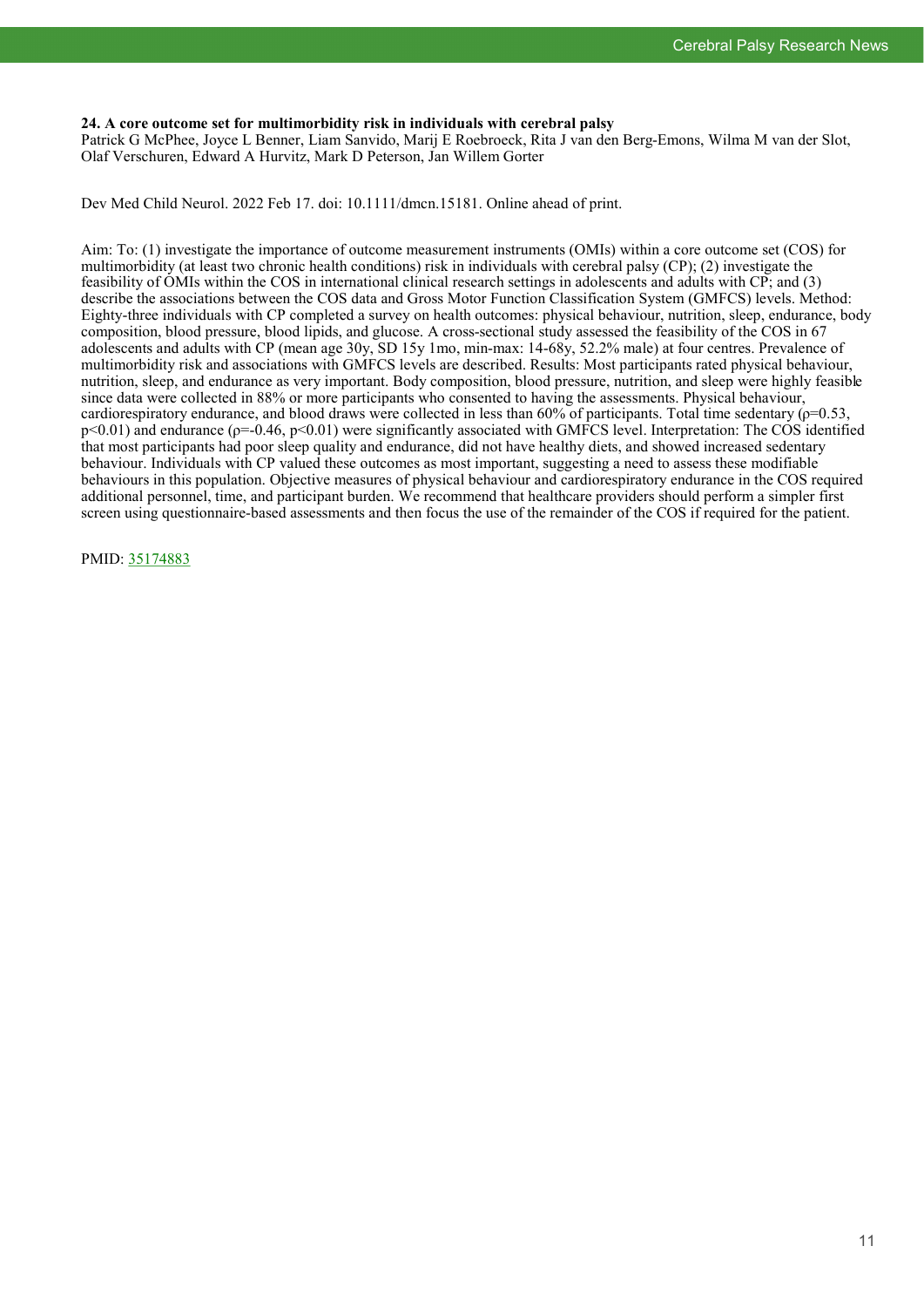**24. A core outcome set for multimorbidity risk in individuals with cerebral palsy**
Patrick G McPhee, Joyce L Benner, Liam Sanvido, Marij E Roebroeck, Rita J van den Berg-Emons, Wilma M van der Slot, Olaf Verschuren, Edward A Hurvitz, Mark D Peterson, Jan Willem Gorter

Dev Med Child Neurol. 2022 Feb 17. doi: 10.1111/dmcn.15181. Online ahead of print.

Aim: To: (1) investigate the importance of outcome measurement instruments (OMIs) within a core outcome set (COS) for multimorbidity (at least two chronic health conditions) risk in individuals with cerebral palsy (CP); (2) investigate the feasibility of OMIs within the COS in international clinical research settings in adolescents and adults with CP; and (3) describe the associations between the COS data and Gross Motor Function Classification System (GMFCS) levels. Method: Eighty-three individuals with CP completed a survey on health outcomes: physical behaviour, nutrition, sleep, endurance, body composition, blood pressure, blood lipids, and glucose. A cross-sectional study assessed the feasibility of the COS in 67 adolescents and adults with CP (mean age 30y, SD 15y 1mo, min-max: 14-68y, 52.2% male) at four centres. Prevalence of multimorbidity risk and associations with GMFCS levels are described. Results: Most participants rated physical behaviour, nutrition, sleep, and endurance as very important. Body composition, blood pressure, nutrition, and sleep were highly feasible since data were collected in 88% or more participants who consented to having the assessments. Physical behaviour, cardiorespiratory endurance, and blood draws were collected in less than 60% of participants. Total time sedentary ($\rho=0.53$, $p<0.01$) and endurance ($\rho=-0.46$, $p<0.01$) were significantly associated with GMFCS level. Interpretation: The COS identified that most participants had poor sleep quality and endurance, did not have healthy diets, and showed increased sedentary behaviour. Individuals with CP valued these outcomes as most important, suggesting a need to assess these modifiable behaviours in this population. Objective measures of physical behaviour and cardiorespiratory endurance in the COS required additional personnel, time, and participant burden. We recommend that healthcare providers should perform a simpler first screen using questionnaire-based assessments and then focus the use of the remainder of the COS if required for the patient.

PMID: 35174883